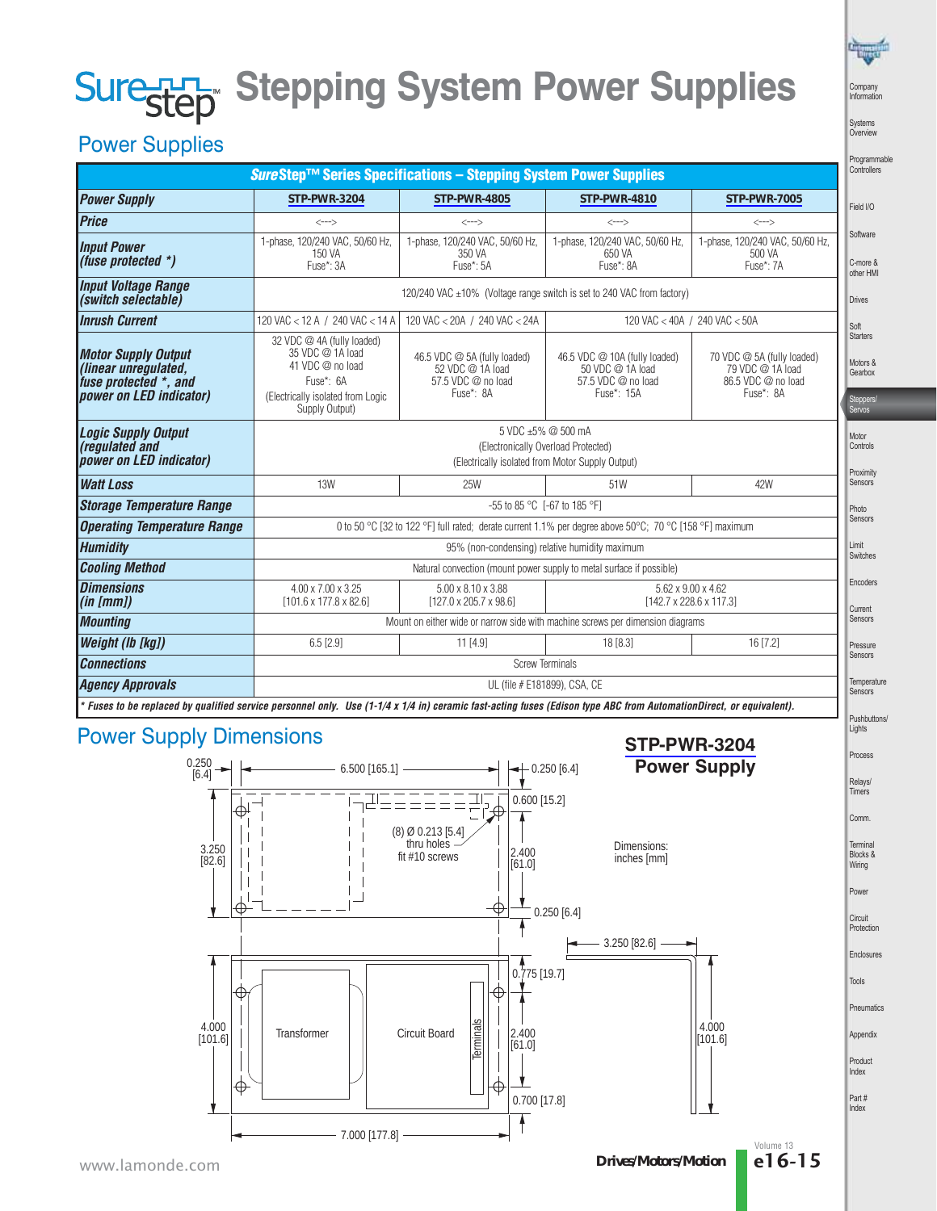# SureStep™ Stepping System Power Supplies

## Power Supplies

| *SureStep™ Series Specifications – Stepping System Power Supplies* | | | | |
|---|---|---|---|---|
| **Power Supply** | STP-PWR-3204 | STP-PWR-4805 | STP-PWR-4810 | STP-PWR-7005 |
| **Price** | <---> | <---> | <---> | <---> |
| **Input Power (fuse protected \*)** | 1-phase, 120/240 VAC, 50/60 Hz, 150 VA Fuse*: 3A | 1-phase, 120/240 VAC, 50/60 Hz, 350 VA Fuse*: 5A | 1-phase, 120/240 VAC, 50/60 Hz, 650 VA Fuse*: 8A | 1-phase, 120/240 VAC, 50/60 Hz, 500 VA Fuse*: 7A |
| **Input Voltage Range (switch selectable)** | 120/240 VAC ±10% (Voltage range switch is set to 240 VAC from factory) | | | |
| **Inrush Current** | 120 VAC < 12 A / 240 VAC < 14 A | 120 VAC < 20A / 240 VAC < 24A | 120 VAC < 40A / 240 VAC < 50A | |
| **Motor Supply Output (linear unregulated, fuse protected \*, and power on LED indicator)** | 32 VDC @ 4A (fully loaded) 35 VDC @ 1A load 41 VDC @ no load Fuse*: 6A (Electrically isolated from Logic Supply Output) | 46.5 VDC @ 5A (fully loaded) 52 VDC @ 1A load 57.5 VDC @ no load Fuse*: 8A | 46.5 VDC @ 10A (fully loaded) 50 VDC @ 1A load 57.5 VDC @ no load Fuse*: 15A | 70 VDC @ 5A (fully loaded) 79 VDC @ 1A load 86.5 VDC @ no load Fuse*: 8A |
| **Logic Supply Output (regulated and power on LED indicator)** | 5 VDC ±5% @ 500 mA (Electronically Overload Protected) (Electrically isolated from Motor Supply Output) | | | |
| **Watt Loss** | 13W | 25W | 51W | 42W |
| **Storage Temperature Range** | -55 to 85 °C [-67 to 185 °F] | | | |
| **Operating Temperature Range** | 0 to 50 °C [32 to 122 °F] full rated; derate current 1.1% per degree above 50°C; 70 °C [158 °F] maximum | | | |
| **Humidity** | 95% (non-condensing) relative humidity maximum | | | |
| **Cooling Method** | Natural convection (mount power supply to metal surface if possible) | | | |
| **Dimensions (in [mm])** | 4.00 x 7.00 x 3.25 [101.6 x 177.8 x 82.6] | 5.00 x 8.10 x 3.88 [127.0 x 205.7 x 98.6] | 5.62 x 9.00 x 4.62 [142.7 x 228.6 x 117.3] | |
| **Mounting** | Mount on either wide or narrow side with machine screws per dimension diagrams | | | |
| **Weight (lb [kg])** | 6.5 [2.9] | 11 [4.9] | 18 [8.3] | 16 [7.2] |
| **Connections** | Screw Terminals | | | |
| **Agency Approvals** | UL (file # E181899), CSA, CE | | | |

*\* Fuses to be replaced by qualified service personnel only. Use (1-1/4 x 1/4 in) ceramic fast-acting fuses (Edison type ABC from AutomationDirect, or equivalent).*

## Power Supply Dimensions

**STP-PWR-3204 Power Supply**

Dimensions: inches [mm]

0.250 [6.4]
6.500 [165.1]
0.250 [6.4]
0.600 [15.2]
(8) Ø 0.213 [5.4] thru holes fit #10 screws
3.250 [82.6]
2.400 [61.0]
0.250 [6.4]
3.250 [82.6]
0.775 [19.7]
4.000 [101.6]
Transformer
Circuit Board
Terminals
2.400 [61.0]
4.000 [101.6]
0.700 [17.8]
7.000 [177.8]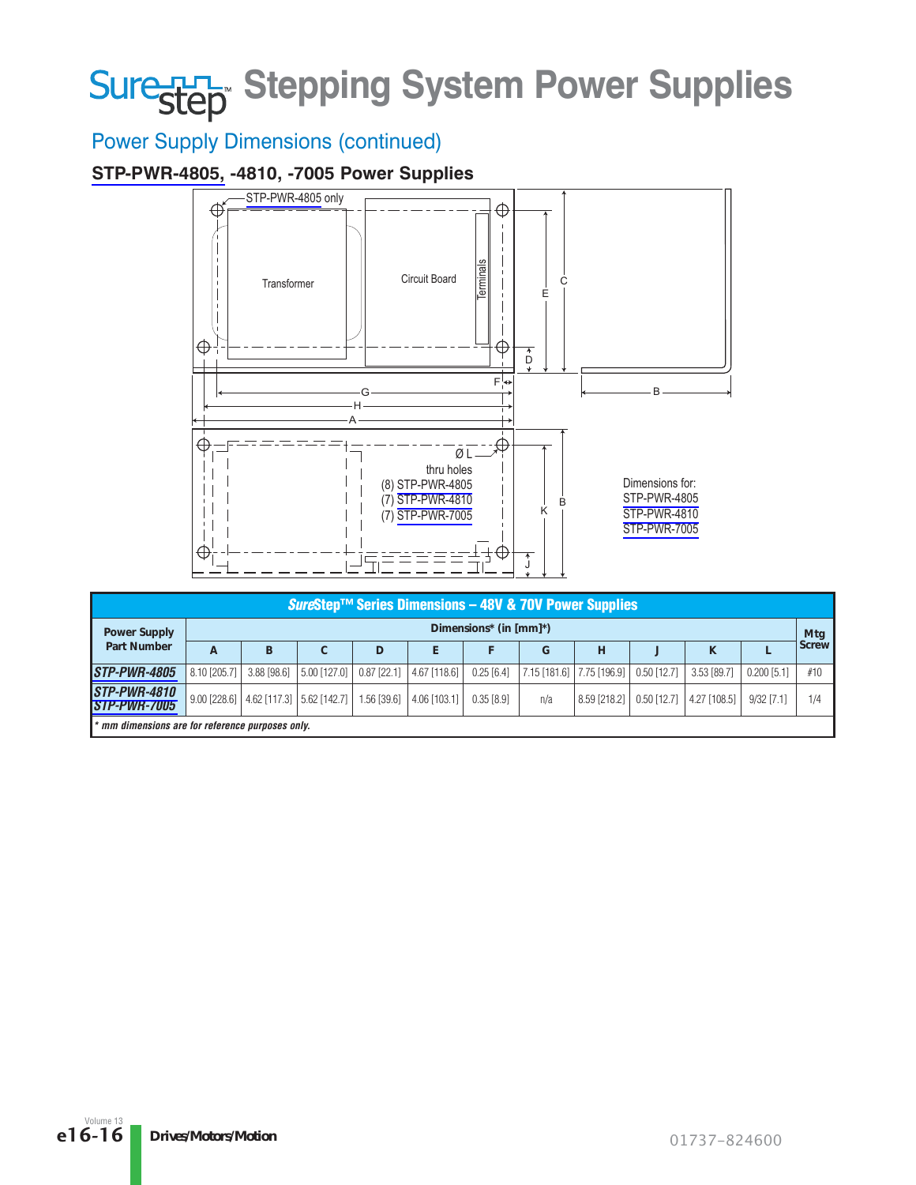# SureStep™ Stepping System Power Supplies

## Power Supply Dimensions (continued)

### STP-PWR-4805, -4810, -7005 Power Supplies

STP-PWR-4805 only

Transformer

Circuit Board

Terminals

E

C

D

F

G

H

A

B

Ø L

thru holes

(8) STP-PWR-4805

(7) STP-PWR-4810

(7) STP-PWR-7005

K

B

J

Dimensions for:
STP-PWR-4805
STP-PWR-4810
STP-PWR-7005

| ***Sure*Step™ Series Dimensions – 48V & 70V Power Supplies** | | | | | | | | | | | | |
|---|---|---|---|---|---|---|---|---|---|---|---|---|
| **Power Supply Part Number** | **Dimensions* (in [mm]*)** | | | | | | | | | | | **Mtg Screw** |
| | **A** | **B** | **C** | **D** | **E** | **F** | **G** | **H** | **J** | **K** | **L** | |
| ***STP-PWR-4805*** | 8.10 [205.7] | 3.88 [98.6] | 5.00 [127.0] | 0.87 [22.1] | 4.67 [118.6] | 0.25 [6.4] | 7.15 [181.6] | 7.75 [196.9] | 0.50 [12.7] | 3.53 [89.7] | 0.200 [5.1] | #10 |
| ***STP-PWR-4810*** ***STP-PWR-7005*** | 9.00 [228.6] | 4.62 [117.3] | 5.62 [142.7] | 1.56 [39.6] | 4.06 [103.1] | 0.35 [8.9] | n/a | 8.59 [218.2] | 0.50 [12.7] | 4.27 [108.5] | 9/32 [7.1] | 1/4 |

*\* mm dimensions are for reference purposes only.*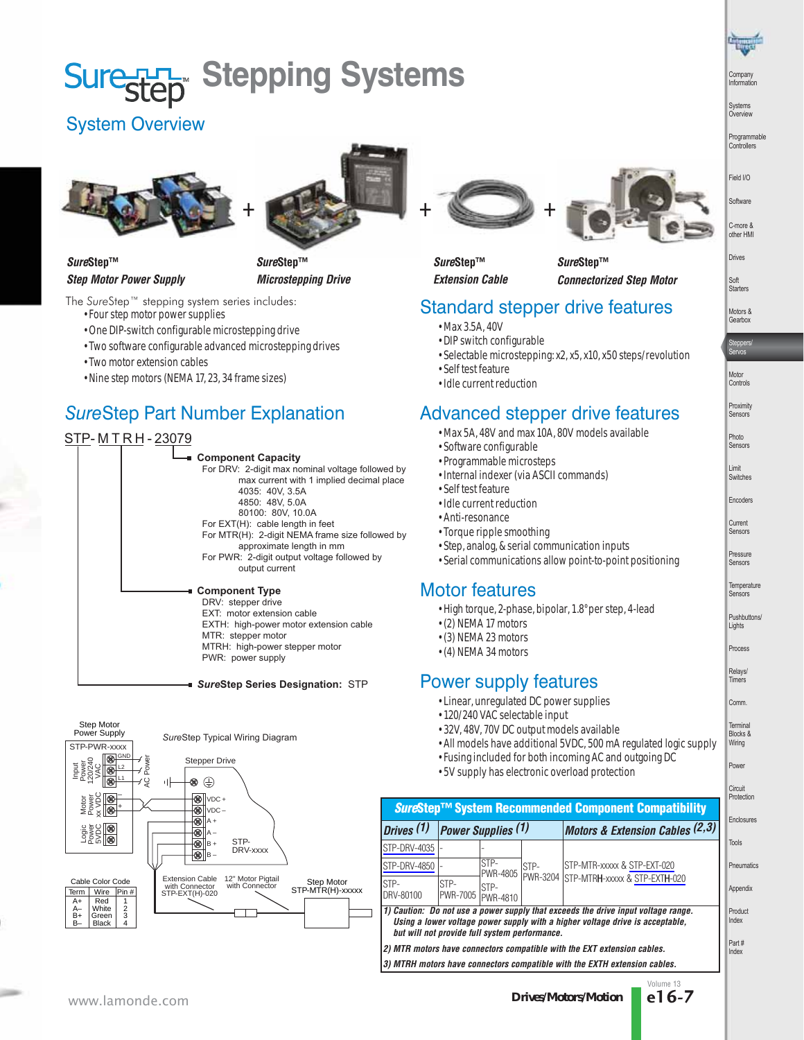# SureStep Stepping Systems

## System Overview

***SureStep™ Step Motor Power Supply*** + ***SureStep™ Microstepping Drive*** + ***SureStep™ Extension Cable*** + ***SureStep™ Connectorized Step Motor***

The *SureStep™* stepping system series includes:

- Four step motor power supplies
- One DIP-switch configurable microstepping drive
- Two software configurable advanced microstepping drives
- Two motor extension cables
- Nine step motors (NEMA 17, 23, 34 frame sizes)

## *Sure*Step Part Number Explanation

STP- M T R H - 23079

**Component Capacity**
For DRV: 2-digit max nominal voltage followed by max current with 1 implied decimal place
4035: 40V, 3.5A
4850: 48V, 5.0A
80100: 80V, 10.0A
For EXT(H): cable length in feet
For MTR(H): 2-digit NEMA frame size followed by approximate length in mm
For PWR: 2-digit output voltage followed by output current

**Component Type**
DRV: stepper drive
EXT: motor extension cable
EXTH: high-power motor extension cable
MTR: stepper motor
MTRH: high-power stepper motor
PWR: power supply

***Sure*Step Series Designation:** STP

*Sure*Step Typical Wiring Diagram

Step Motor Power Supply
STP-PWR-xxxx
Input Power 120/240 VAC: GND, L2, L1
AC Power
Motor Power xx VDC: –, +
Logic Power 5VDC

Stepper Drive
STP-DRV-xxxx
VDC +, VDC –, A +, A –, B +, B –

Extension Cable with Connector STP-EXT(H)-020
12" Motor Pigtail with Connector
Step Motor STP-MTR(H)-xxxxx

Cable Color Code

| Term | Wire | Pin # |
|---|---|---|
| A+ | Red | 1 |
| A– | White | 2 |
| B+ | Green | 3 |
| B– | Black | 4 |

## Standard stepper drive features

- Max 3.5A, 40V
- DIP switch configurable
- Selectable microstepping: x2, x5, x10, x50 steps/revolution
- Self test feature
- Idle current reduction

## Advanced stepper drive features

- Max 5A, 48V and max 10A, 80V models available
- Software configurable
- Programmable microsteps
- Internal indexer (via ASCII commands)
- Self test feature
- Idle current reduction
- Anti-resonance
- Torque ripple smoothing
- Step, analog, & serial communication inputs
- Serial communications allow point-to-point positioning

## Motor features

- High torque, 2-phase, bipolar, 1.8° per step, 4-lead
- (2) NEMA 17 motors
- (3) NEMA 23 motors
- (4) NEMA 34 motors

## Power supply features

- Linear, unregulated DC power supplies
- 120/240 VAC selectable input
- 32V, 48V, 70V DC output models available
- All models have additional 5VDC, 500 mA regulated logic supply
- Fusing included for both incoming AC and outgoing DC
- 5V supply has electronic overload protection

***Sure*Step™ System Recommended Component Compatibility**

| Drives (1) | Power Supplies (1) | | | Motors & Extension Cables (2,3) |
|---|---|---|---|---|
| STP-DRV-4035 | - | - | STP-PWR-3204 | STP-MTR-xxxxx & STP-EXT-020<br>STP-MTRH-xxxxx & STP-EXTH-020 |
| STP-DRV-4850 | - | STP-PWR-4805 | | |
| STP-DRV-80100 | STP-PWR-7005 | STP-PWR-4810 | | |

1) Caution: Do not use a power supply that exceeds the drive input voltage range. Using a lower voltage power supply with a higher voltage drive is acceptable, but will not provide full system performance.

2) MTR motors have connectors compatible with the EXT extension cables.

3) MTRH motors have connectors compatible with the EXTH extension cables.